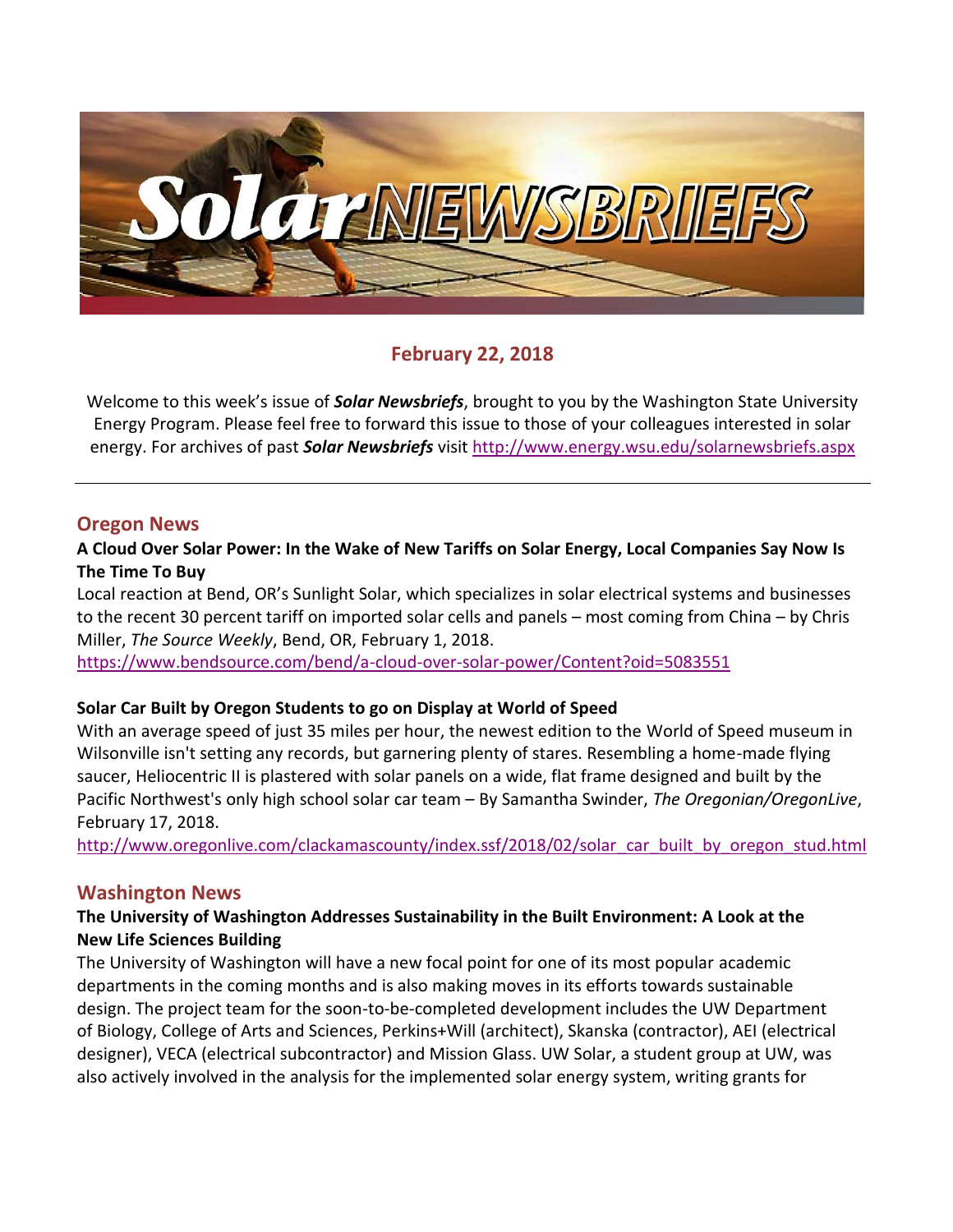# Solar NEWSBRIEFS

## February 22, 2018

Welcome to this week's issue of ***Solar Newsbriefs***, brought to you by the Washington State University Energy Program. Please feel free to forward this issue to those of your colleagues interested in solar energy. For archives of past ***Solar Newsbriefs*** visit http://www.energy.wsu.edu/solarnewsbriefs.aspx

---

## Oregon News

**A Cloud Over Solar Power: In the Wake of New Tariffs on Solar Energy, Local Companies Say Now Is The Time To Buy**

Local reaction at Bend, OR's Sunlight Solar, which specializes in solar electrical systems and businesses to the recent 30 percent tariff on imported solar cells and panels – most coming from China – by Chris Miller, *The Source Weekly*, Bend, OR, February 1, 2018.

https://www.bendsource.com/bend/a-cloud-over-solar-power/Content?oid=5083551

**Solar Car Built by Oregon Students to go on Display at World of Speed**

With an average speed of just 35 miles per hour, the newest edition to the World of Speed museum in Wilsonville isn't setting any records, but garnering plenty of stares. Resembling a home-made flying saucer, Heliocentric II is plastered with solar panels on a wide, flat frame designed and built by the Pacific Northwest's only high school solar car team – By Samantha Swinder, *The Oregonian/OregonLive*, February 17, 2018.

http://www.oregonlive.com/clackamascounty/index.ssf/2018/02/solar_car_built_by_oregon_stud.html

## Washington News

**The University of Washington Addresses Sustainability in the Built Environment: A Look at the New Life Sciences Building**

The University of Washington will have a new focal point for one of its most popular academic departments in the coming months and is also making moves in its efforts towards sustainable design. The project team for the soon-to-be-completed development includes the UW Department of Biology, College of Arts and Sciences, Perkins+Will (architect), Skanska (contractor), AEI (electrical designer), VECA (electrical subcontractor) and Mission Glass. UW Solar, a student group at UW, was also actively involved in the analysis for the implemented solar energy system, writing grants for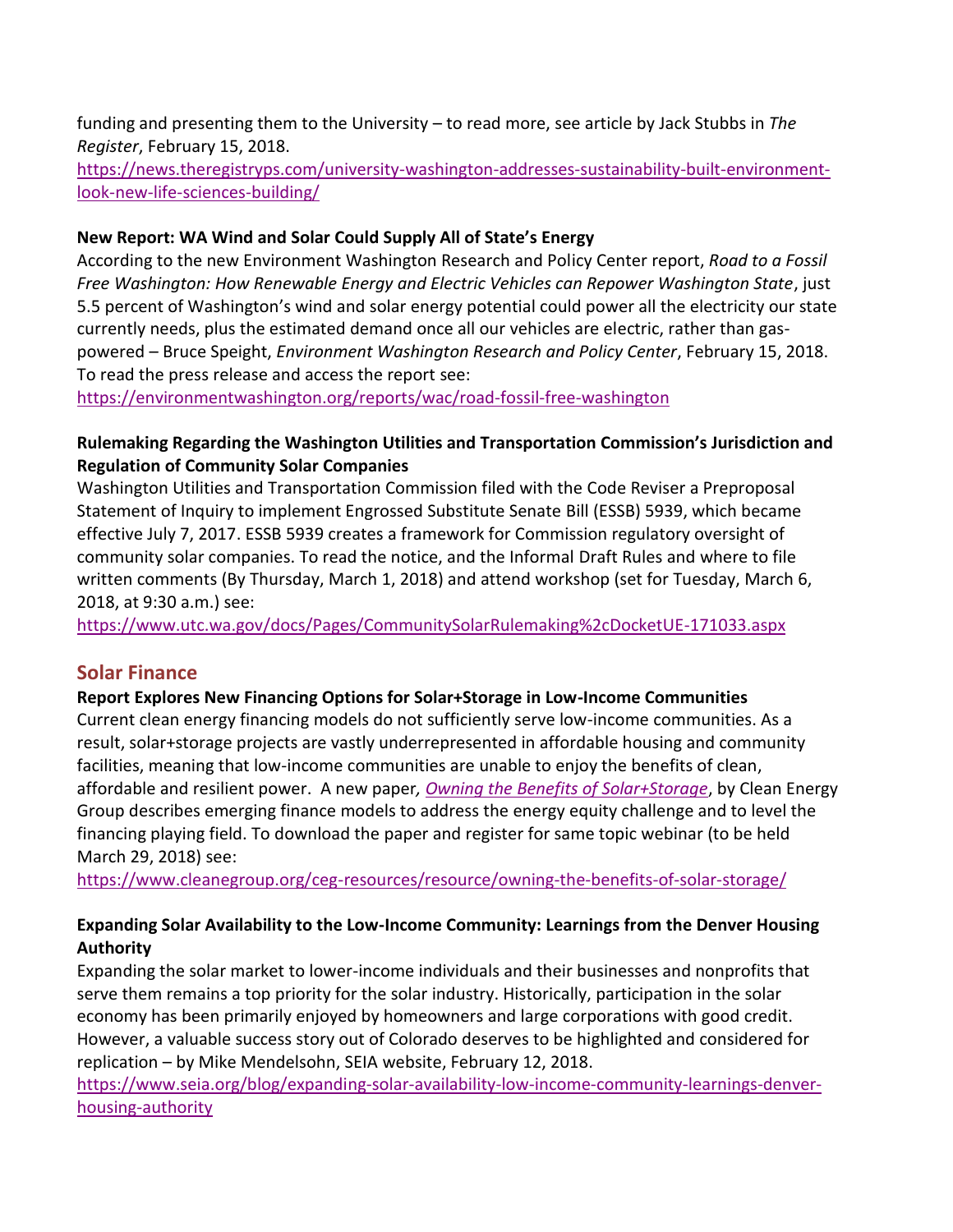funding and presenting them to the University – to read more, see article by Jack Stubbs in *The Register*, February 15, 2018.
https://news.theregistryps.com/university-washington-addresses-sustainability-built-environment-look-new-life-sciences-building/

**New Report: WA Wind and Solar Could Supply All of State's Energy**

According to the new Environment Washington Research and Policy Center report, *Road to a Fossil Free Washington: How Renewable Energy and Electric Vehicles can Repower Washington State*, just 5.5 percent of Washington's wind and solar energy potential could power all the electricity our state currently needs, plus the estimated demand once all our vehicles are electric, rather than gas-powered – Bruce Speight, *Environment Washington Research and Policy Center*, February 15, 2018. To read the press release and access the report see:
https://environmentwashington.org/reports/wac/road-fossil-free-washington

**Rulemaking Regarding the Washington Utilities and Transportation Commission's Jurisdiction and Regulation of Community Solar Companies**

Washington Utilities and Transportation Commission filed with the Code Reviser a Preproposal Statement of Inquiry to implement Engrossed Substitute Senate Bill (ESSB) 5939, which became effective July 7, 2017. ESSB 5939 creates a framework for Commission regulatory oversight of community solar companies. To read the notice, and the Informal Draft Rules and where to file written comments (By Thursday, March 1, 2018) and attend workshop (set for Tuesday, March 6, 2018, at 9:30 a.m.) see:
https://www.utc.wa.gov/docs/Pages/CommunitySolarRulemaking%2cDocketUE-171033.aspx

## Solar Finance

**Report Explores New Financing Options for Solar+Storage in Low-Income Communities**

Current clean energy financing models do not sufficiently serve low-income communities. As a result, solar+storage projects are vastly underrepresented in affordable housing and community facilities, meaning that low-income communities are unable to enjoy the benefits of clean, affordable and resilient power. A new paper*, Owning the Benefits of Solar+Storage*, by Clean Energy Group describes emerging finance models to address the energy equity challenge and to level the financing playing field. To download the paper and register for same topic webinar (to be held March 29, 2018) see:
https://www.cleanegroup.org/ceg-resources/resource/owning-the-benefits-of-solar-storage/

**Expanding Solar Availability to the Low-Income Community: Learnings from the Denver Housing Authority**

Expanding the solar market to lower-income individuals and their businesses and nonprofits that serve them remains a top priority for the solar industry. Historically, participation in the solar economy has been primarily enjoyed by homeowners and large corporations with good credit. However, a valuable success story out of Colorado deserves to be highlighted and considered for replication – by Mike Mendelsohn, SEIA website, February 12, 2018.
https://www.seia.org/blog/expanding-solar-availability-low-income-community-learnings-denver-housing-authority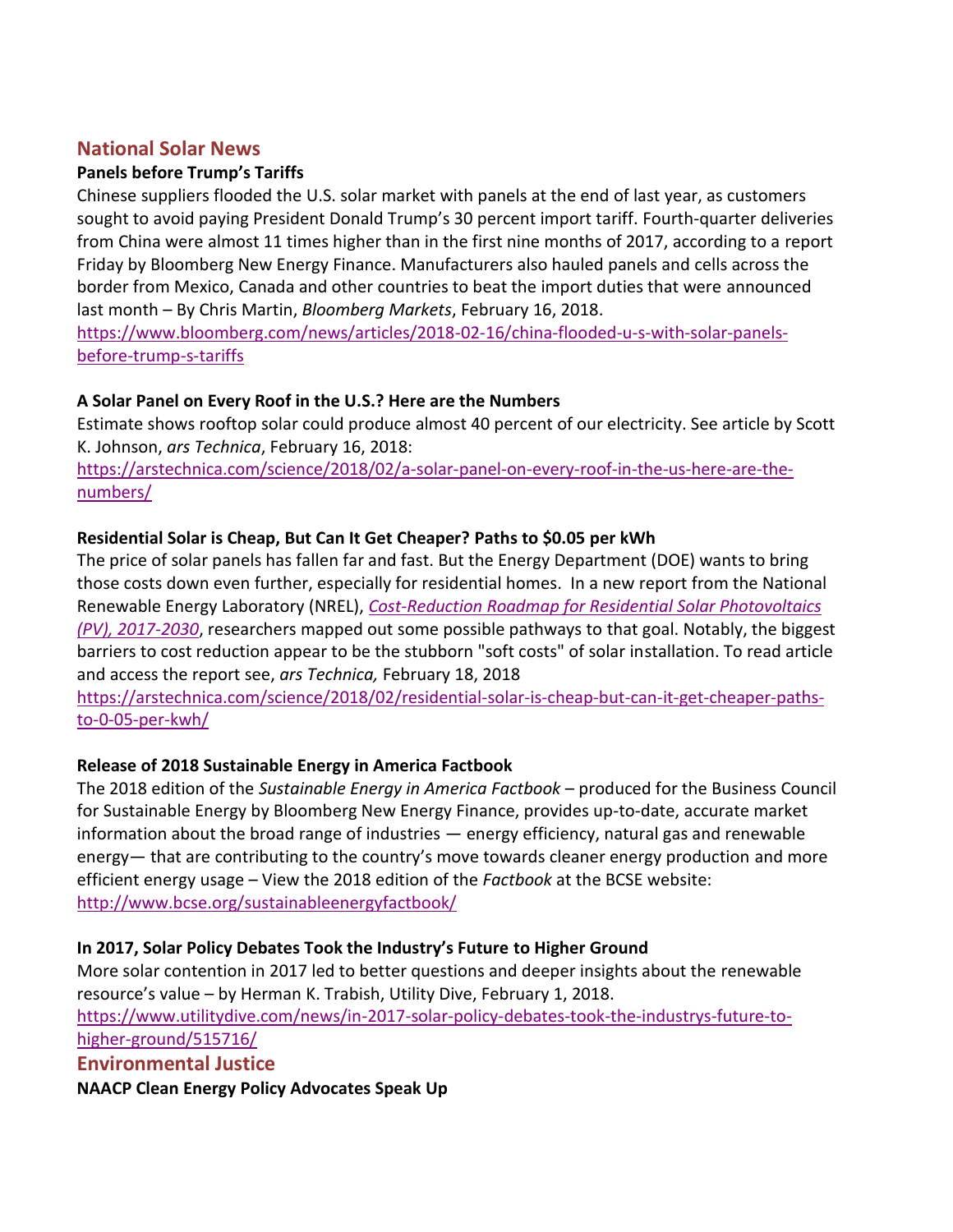## National Solar News

**Panels before Trump's Tariffs**

Chinese suppliers flooded the U.S. solar market with panels at the end of last year, as customers sought to avoid paying President Donald Trump's 30 percent import tariff. Fourth-quarter deliveries from China were almost 11 times higher than in the first nine months of 2017, according to a report Friday by Bloomberg New Energy Finance. Manufacturers also hauled panels and cells across the border from Mexico, Canada and other countries to beat the import duties that were announced last month – By Chris Martin, *Bloomberg Markets*, February 16, 2018.
https://www.bloomberg.com/news/articles/2018-02-16/china-flooded-u-s-with-solar-panels-before-trump-s-tariffs

**A Solar Panel on Every Roof in the U.S.? Here are the Numbers**

Estimate shows rooftop solar could produce almost 40 percent of our electricity. See article by Scott K. Johnson, *ars Technica*, February 16, 2018:
https://arstechnica.com/science/2018/02/a-solar-panel-on-every-roof-in-the-us-here-are-the-numbers/

**Residential Solar is Cheap, But Can It Get Cheaper? Paths to $0.05 per kWh**

The price of solar panels has fallen far and fast. But the Energy Department (DOE) wants to bring those costs down even further, especially for residential homes. In a new report from the National Renewable Energy Laboratory (NREL), *Cost-Reduction Roadmap for Residential Solar Photovoltaics (PV), 2017-2030*, researchers mapped out some possible pathways to that goal. Notably, the biggest barriers to cost reduction appear to be the stubborn "soft costs" of solar installation. To read article and access the report see, *ars Technica,* February 18, 2018
https://arstechnica.com/science/2018/02/residential-solar-is-cheap-but-can-it-get-cheaper-paths-to-0-05-per-kwh/

**Release of 2018 Sustainable Energy in America Factbook**

The 2018 edition of the *Sustainable Energy in America Factbook* – produced for the Business Council for Sustainable Energy by Bloomberg New Energy Finance, provides up-to-date, accurate market information about the broad range of industries — energy efficiency, natural gas and renewable energy— that are contributing to the country's move towards cleaner energy production and more efficient energy usage – View the 2018 edition of the *Factbook* at the BCSE website:
http://www.bcse.org/sustainableenergyfactbook/

**In 2017, Solar Policy Debates Took the Industry's Future to Higher Ground**

More solar contention in 2017 led to better questions and deeper insights about the renewable resource's value – by Herman K. Trabish, Utility Dive, February 1, 2018.
https://www.utilitydive.com/news/in-2017-solar-policy-debates-took-the-industrys-future-to-higher-ground/515716/

## Environmental Justice

**NAACP Clean Energy Policy Advocates Speak Up**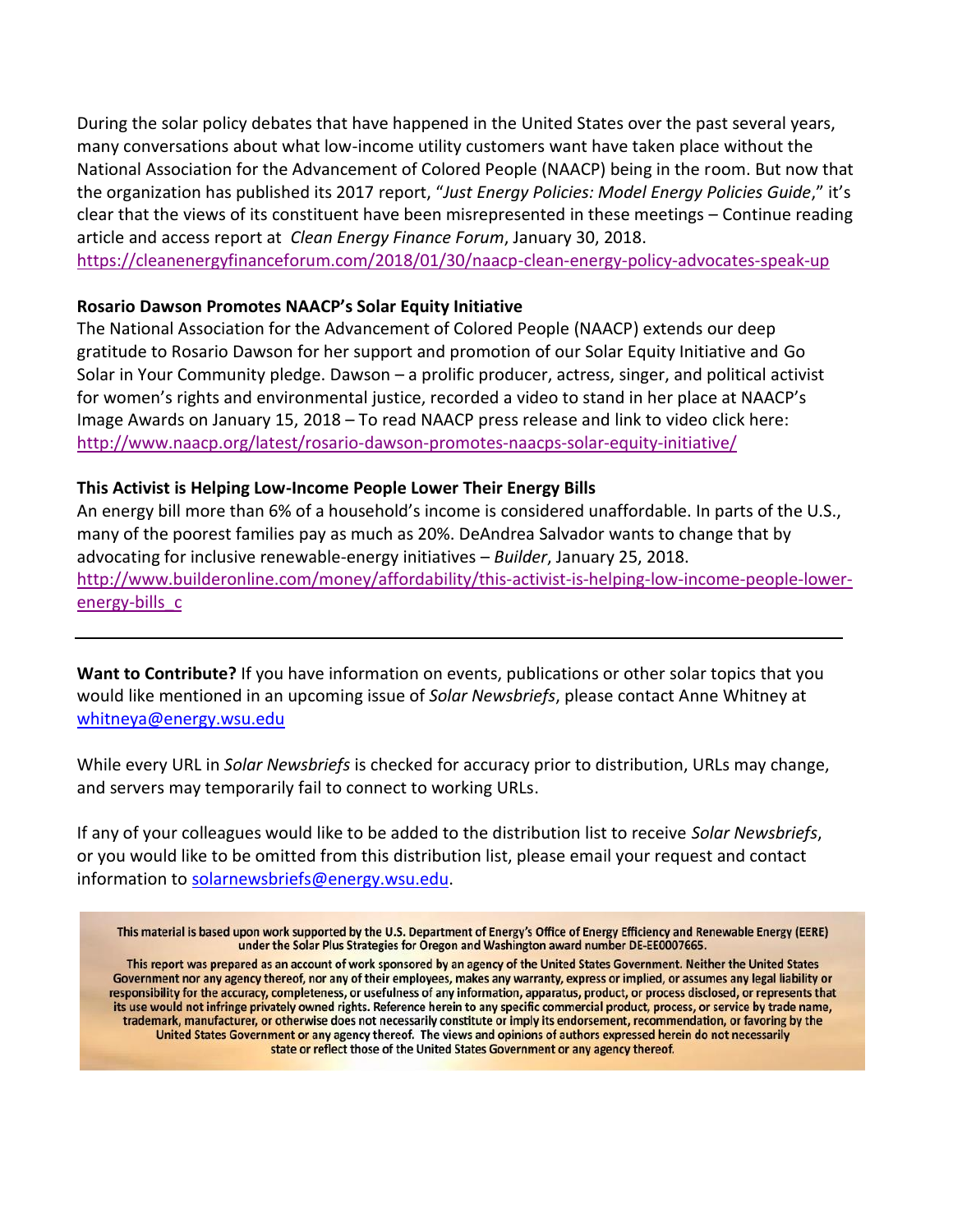During the solar policy debates that have happened in the United States over the past several years, many conversations about what low-income utility customers want have taken place without the National Association for the Advancement of Colored People (NAACP) being in the room. But now that the organization has published its 2017 report, "*Just Energy Policies: Model Energy Policies Guide*," it's clear that the views of its constituent have been misrepresented in these meetings – Continue reading article and access report at *Clean Energy Finance Forum*, January 30, 2018.
https://cleanenergyfinanceforum.com/2018/01/30/naacp-clean-energy-policy-advocates-speak-up

**Rosario Dawson Promotes NAACP's Solar Equity Initiative**
The National Association for the Advancement of Colored People (NAACP) extends our deep gratitude to Rosario Dawson for her support and promotion of our Solar Equity Initiative and Go Solar in Your Community pledge. Dawson – a prolific producer, actress, singer, and political activist for women's rights and environmental justice, recorded a video to stand in her place at NAACP's Image Awards on January 15, 2018 – To read NAACP press release and link to video click here:
http://www.naacp.org/latest/rosario-dawson-promotes-naacps-solar-equity-initiative/

**This Activist is Helping Low-Income People Lower Their Energy Bills**
An energy bill more than 6% of a household's income is considered unaffordable. In parts of the U.S., many of the poorest families pay as much as 20%. DeAndrea Salvador wants to change that by advocating for inclusive renewable-energy initiatives – *Builder*, January 25, 2018.
http://www.builderonline.com/money/affordability/this-activist-is-helping-low-income-people-lower-energy-bills_c

---

**Want to Contribute?** If you have information on events, publications or other solar topics that you would like mentioned in an upcoming issue of *Solar Newsbriefs*, please contact Anne Whitney at whitneya@energy.wsu.edu

While every URL in *Solar Newsbriefs* is checked for accuracy prior to distribution, URLs may change, and servers may temporarily fail to connect to working URLs.

If any of your colleagues would like to be added to the distribution list to receive *Solar Newsbriefs*, or you would like to be omitted from this distribution list, please email your request and contact information to solarnewsbriefs@energy.wsu.edu.

This material is based upon work supported by the U.S. Department of Energy's Office of Energy Efficiency and Renewable Energy (EERE) under the Solar Plus Strategies for Oregon and Washington award number DE-EE0007665.

This report was prepared as an account of work sponsored by an agency of the United States Government. Neither the United States Government nor any agency thereof, nor any of their employees, makes any warranty, express or implied, or assumes any legal liability or responsibility for the accuracy, completeness, or usefulness of any information, apparatus, product, or process disclosed, or represents that its use would not infringe privately owned rights. Reference herein to any specific commercial product, process, or service by trade name, trademark, manufacturer, or otherwise does not necessarily constitute or imply its endorsement, recommendation, or favoring by the United States Government or any agency thereof. The views and opinions of authors expressed herein do not necessarily state or reflect those of the United States Government or any agency thereof.